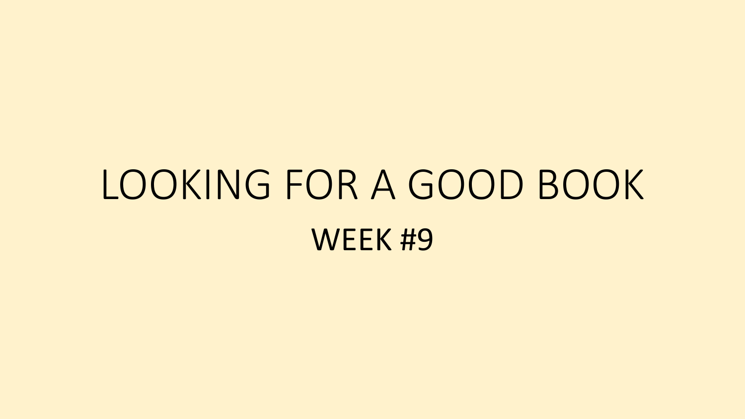# LOOKING FOR A GOOD BOOK

## WEEK #9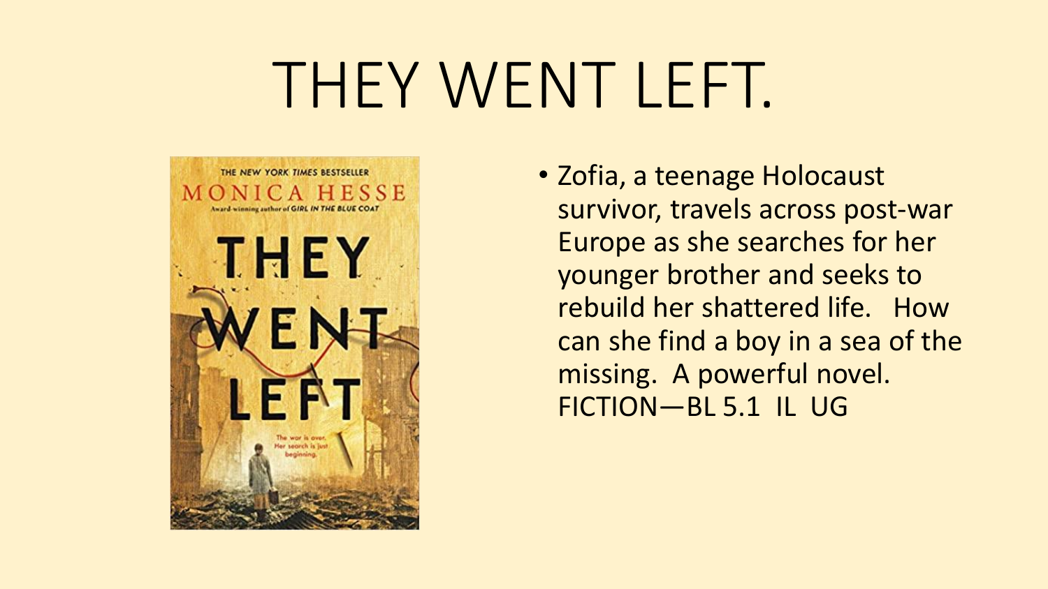# THEY WENT LEFT.

- Zofia, a teenage Holocaust survivor, travels across post-war Europe as she searches for her younger brother and seeks to rebuild her shattered life. How can she find a boy in a sea of the missing. A powerful novel. FICTION—BL 5.1 IL UG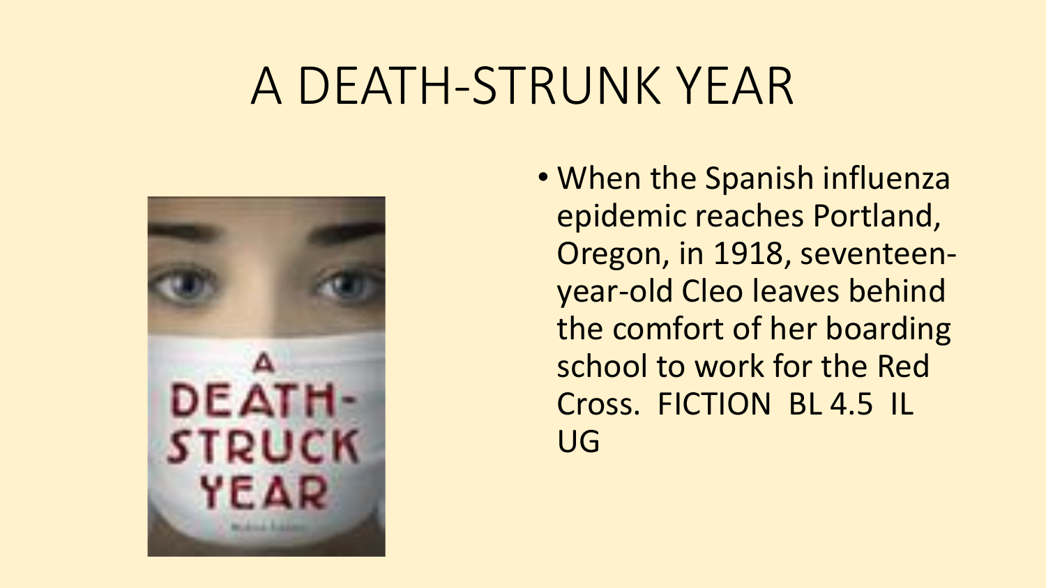# A DEATH-STRUNK YEAR

- When the Spanish influenza epidemic reaches Portland, Oregon, in 1918, seventeen-year-old Cleo leaves behind the comfort of her boarding school to work for the Red Cross. FICTION BL 4.5 IL UG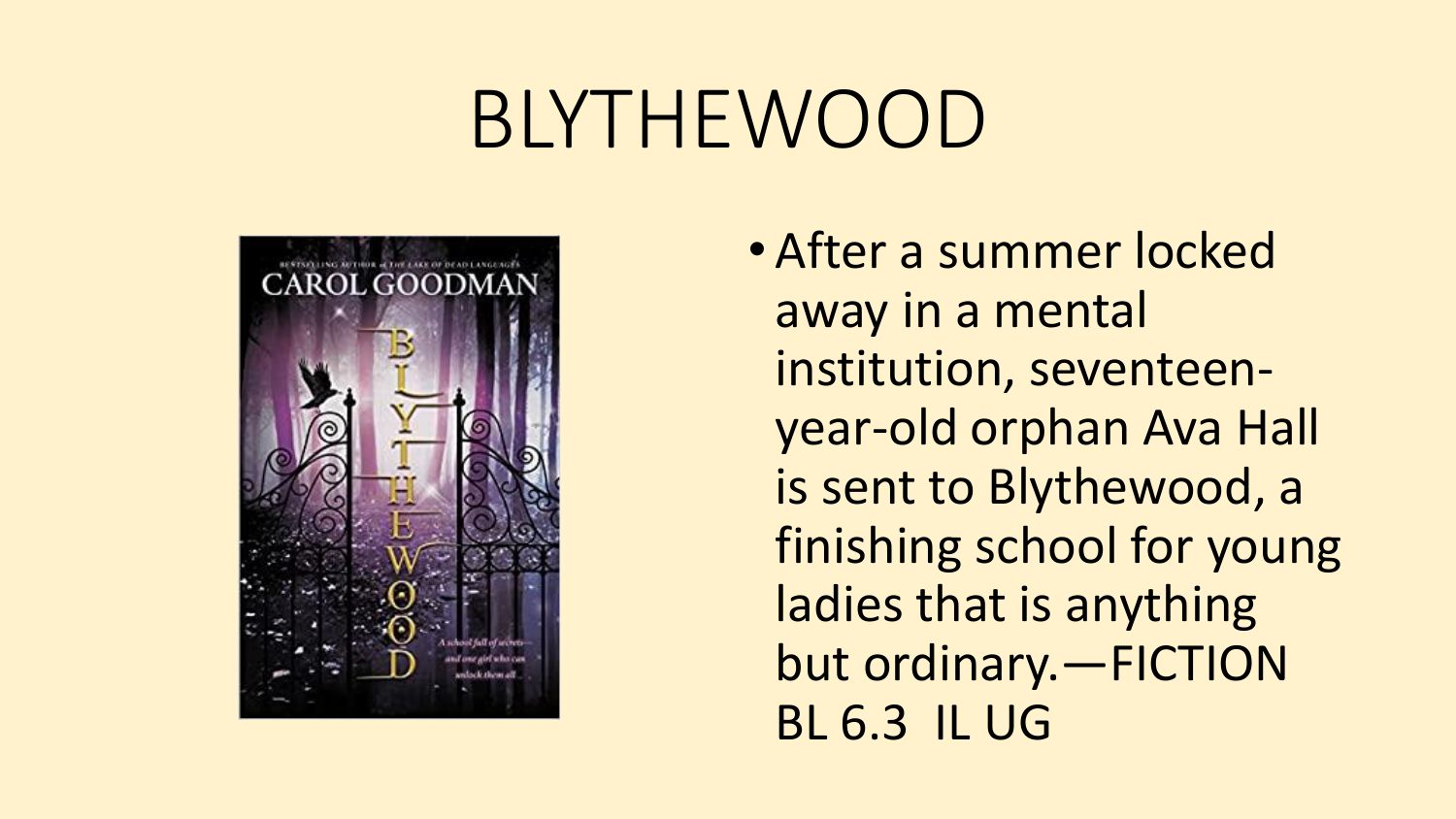# BLYTHEWOOD

- After a summer locked away in a mental institution, seventeen-year-old orphan Ava Hall is sent to Blythewood, a finishing school for young ladies that is anything but ordinary.—FICTION BL 6.3 IL UG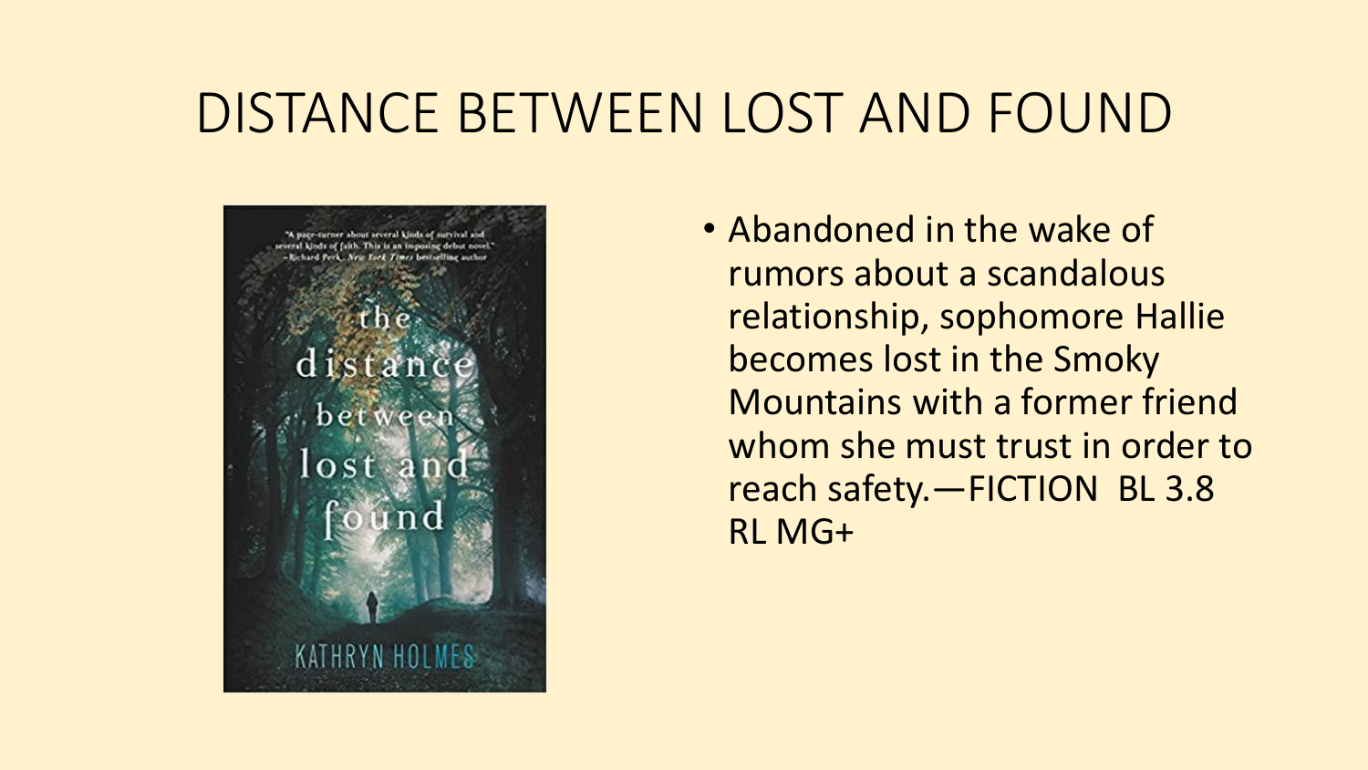# DISTANCE BETWEEN LOST AND FOUND

- Abandoned in the wake of rumors about a scandalous relationship, sophomore Hallie becomes lost in the Smoky Mountains with a former friend whom she must trust in order to reach safety.—FICTION BL 3.8 RL MG+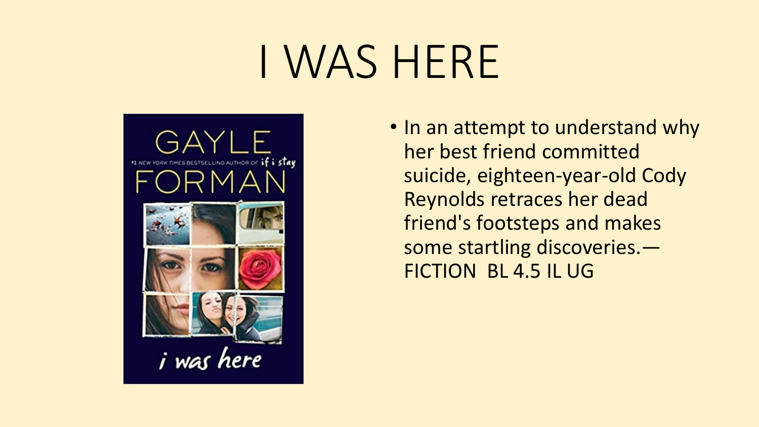# I WAS HERE

- In an attempt to understand why her best friend committed suicide, eighteen-year-old Cody Reynolds retraces her dead friend's footsteps and makes some startling discoveries.— FICTION  BL 4.5 IL UG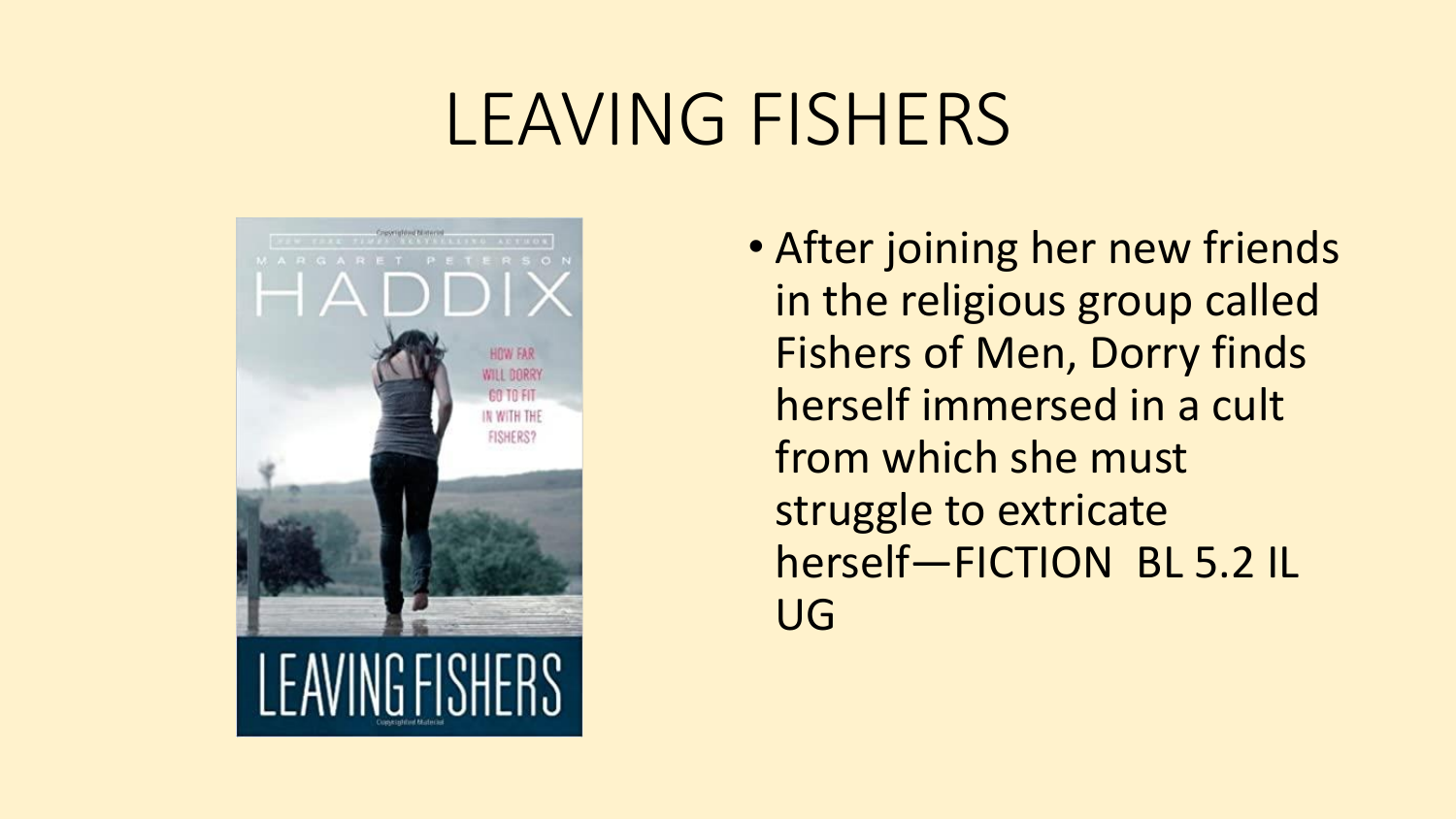# LEAVING FISHERS

- After joining her new friends in the religious group called Fishers of Men, Dorry finds herself immersed in a cult from which she must struggle to extricate herself—FICTION BL 5.2 IL UG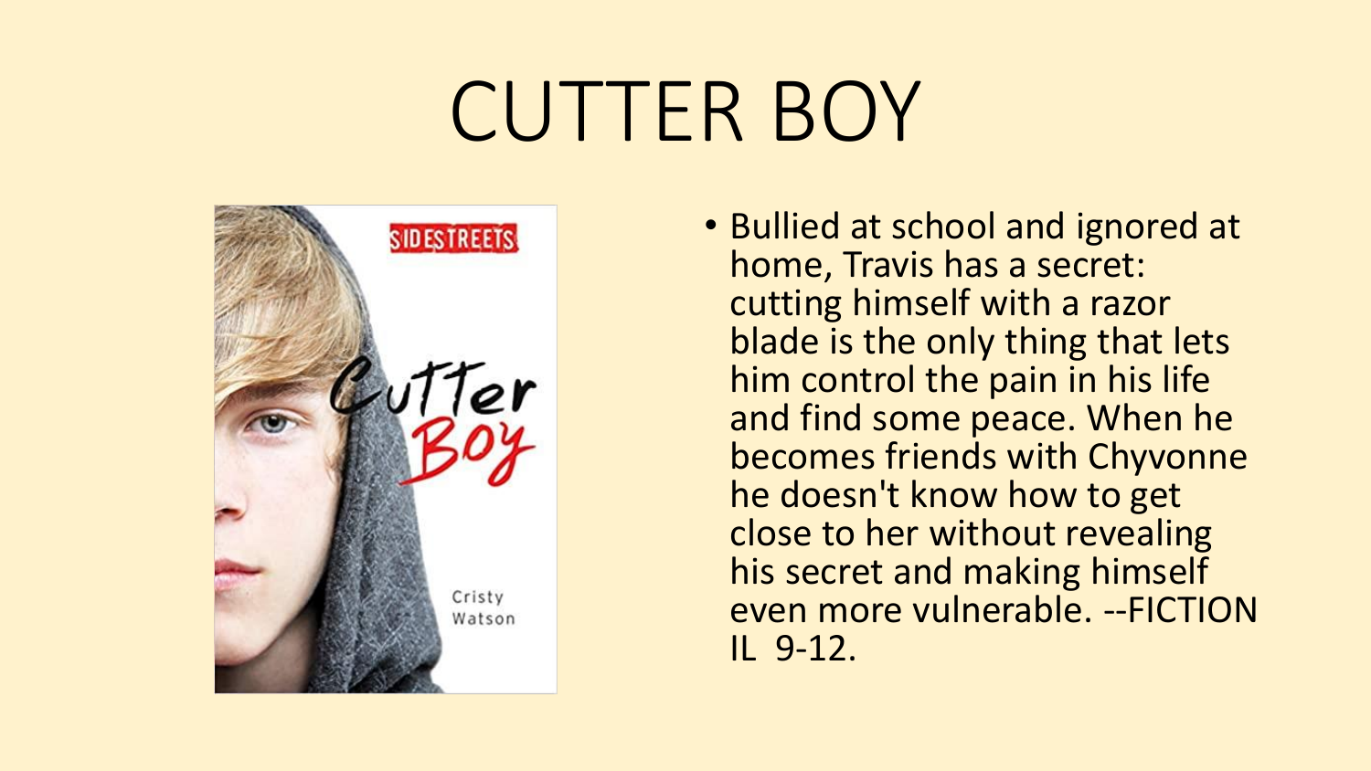# CUTTER BOY

- Bullied at school and ignored at home, Travis has a secret: cutting himself with a razor blade is the only thing that lets him control the pain in his life and find some peace. When he becomes friends with Chyvonne he doesn't know how to get close to her without revealing his secret and making himself even more vulnerable. --FICTION IL 9-12.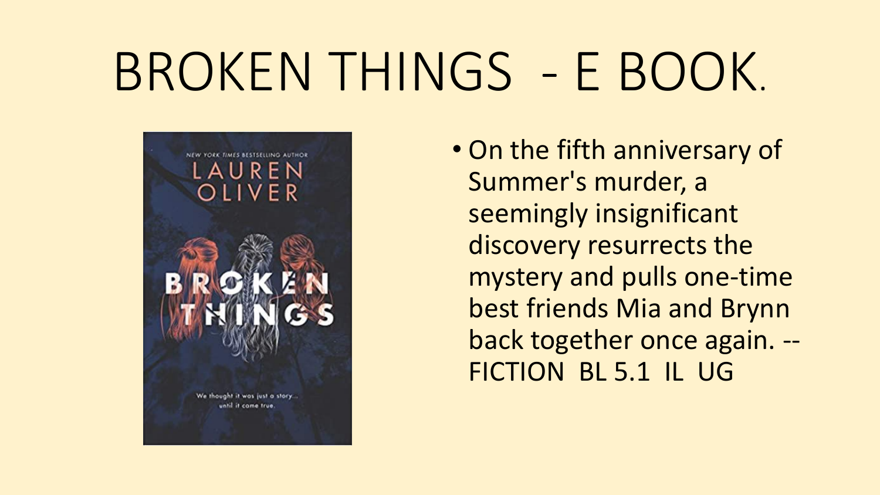# BROKEN THINGS - E BOOK.

- On the fifth anniversary of Summer's murder, a seemingly insignificant discovery resurrects the mystery and pulls one-time best friends Mia and Brynn back together once again. -- FICTION BL 5.1 IL UG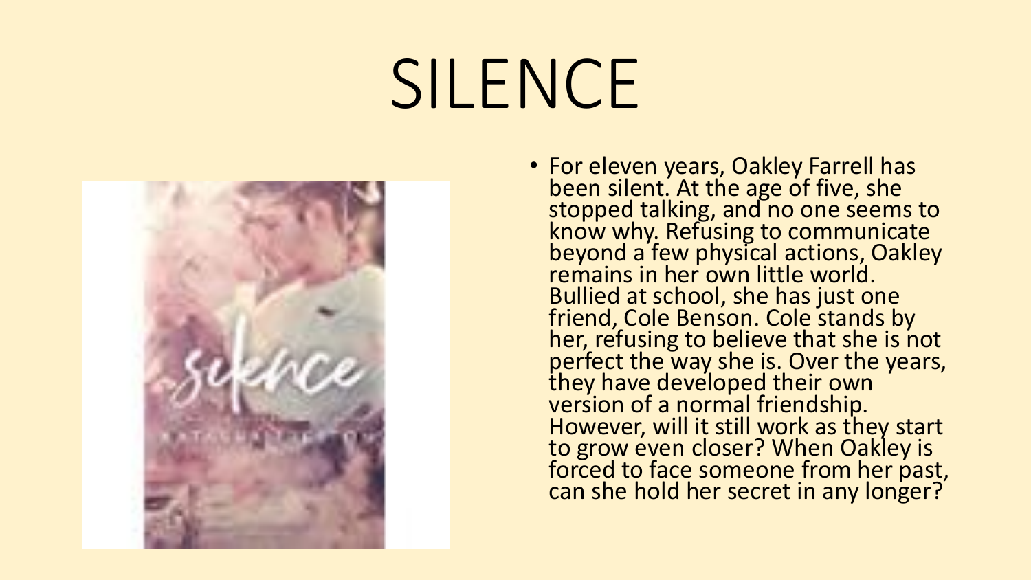# SILENCE

- For eleven years, Oakley Farrell has been silent. At the age of five, she stopped talking, and no one seems to know why. Refusing to communicate beyond a few physical actions, Oakley remains in her own little world. Bullied at school, she has just one friend, Cole Benson. Cole stands by her, refusing to believe that she is not perfect the way she is. Over the years, they have developed their own version of a normal friendship. However, will it still work as they start to grow even closer? When Oakley is forced to face someone from her past, can she hold her secret in any longer?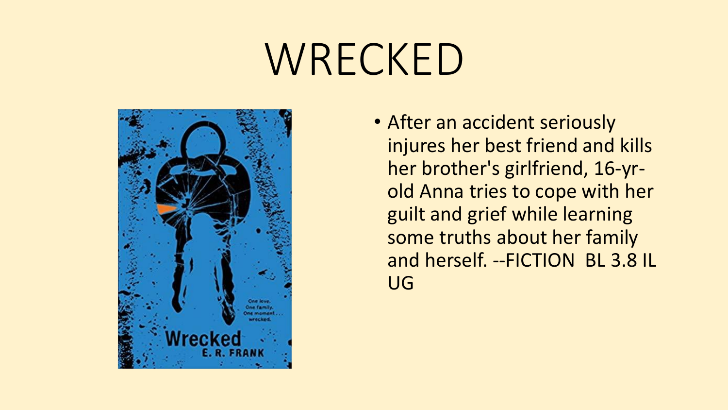# WRECKED

- After an accident seriously injures her best friend and kills her brother's girlfriend, 16-yr-old Anna tries to cope with her guilt and grief while learning some truths about her family and herself. --FICTION BL 3.8 IL UG